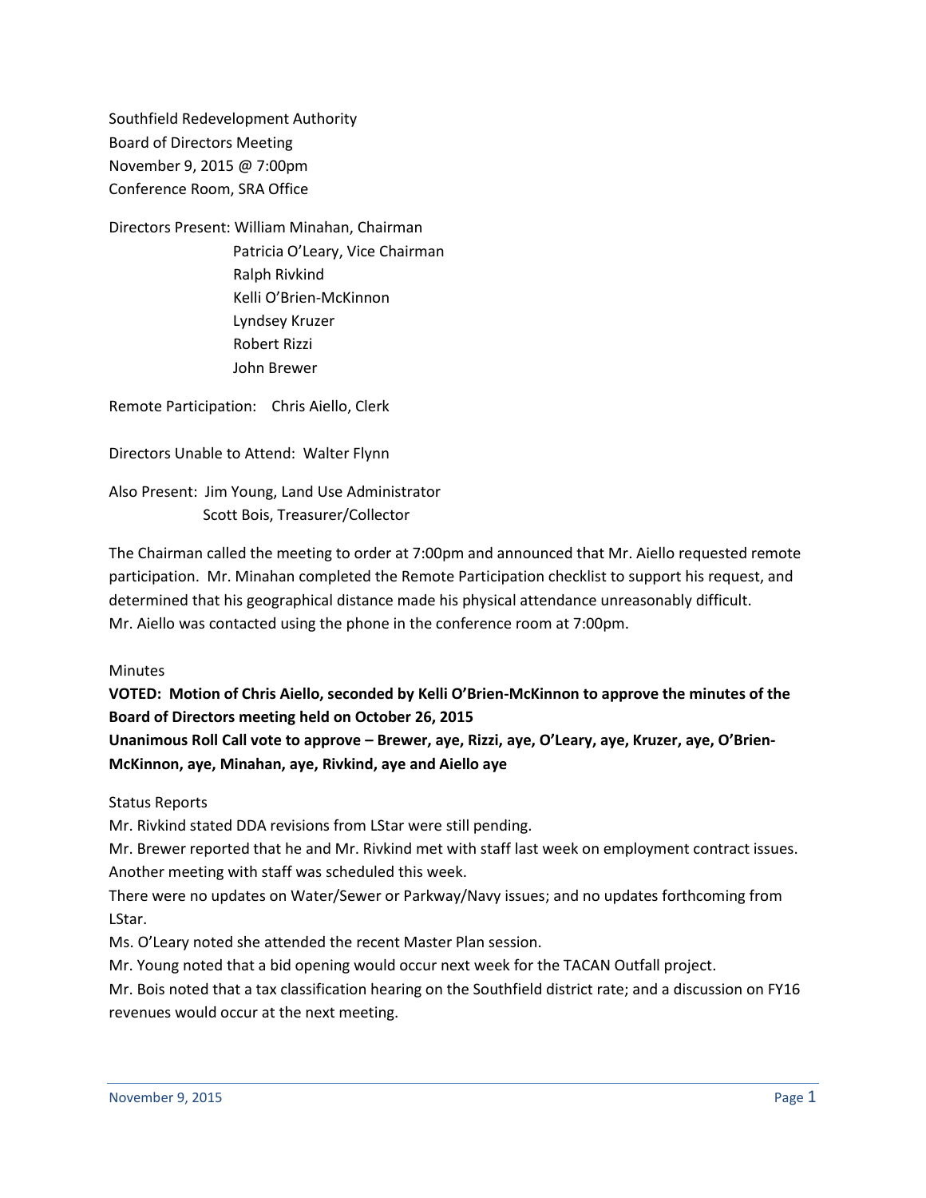Southfield Redevelopment Authority
Board of Directors Meeting
November 9, 2015 @ 7:00pm
Conference Room, SRA Office

Directors Present: William Minahan, Chairman
Patricia O'Leary, Vice Chairman
Ralph Rivkind
Kelli O'Brien-McKinnon
Lyndsey Kruzer
Robert Rizzi
John Brewer

Remote Participation: Chris Aiello, Clerk

Directors Unable to Attend: Walter Flynn

Also Present: Jim Young, Land Use Administrator
Scott Bois, Treasurer/Collector

The Chairman called the meeting to order at 7:00pm and announced that Mr. Aiello requested remote participation. Mr. Minahan completed the Remote Participation checklist to support his request, and determined that his geographical distance made his physical attendance unreasonably difficult. Mr. Aiello was contacted using the phone in the conference room at 7:00pm.

Minutes

**VOTED: Motion of Chris Aiello, seconded by Kelli O'Brien-McKinnon to approve the minutes of the Board of Directors meeting held on October 26, 2015**
**Unanimous Roll Call vote to approve – Brewer, aye, Rizzi, aye, O'Leary, aye, Kruzer, aye, O'Brien-McKinnon, aye, Minahan, aye, Rivkind, aye and Aiello aye**

Status Reports

Mr. Rivkind stated DDA revisions from LStar were still pending.

Mr. Brewer reported that he and Mr. Rivkind met with staff last week on employment contract issues. Another meeting with staff was scheduled this week.

There were no updates on Water/Sewer or Parkway/Navy issues; and no updates forthcoming from LStar.

Ms. O'Leary noted she attended the recent Master Plan session.

Mr. Young noted that a bid opening would occur next week for the TACAN Outfall project.

Mr. Bois noted that a tax classification hearing on the Southfield district rate; and a discussion on FY16 revenues would occur at the next meeting.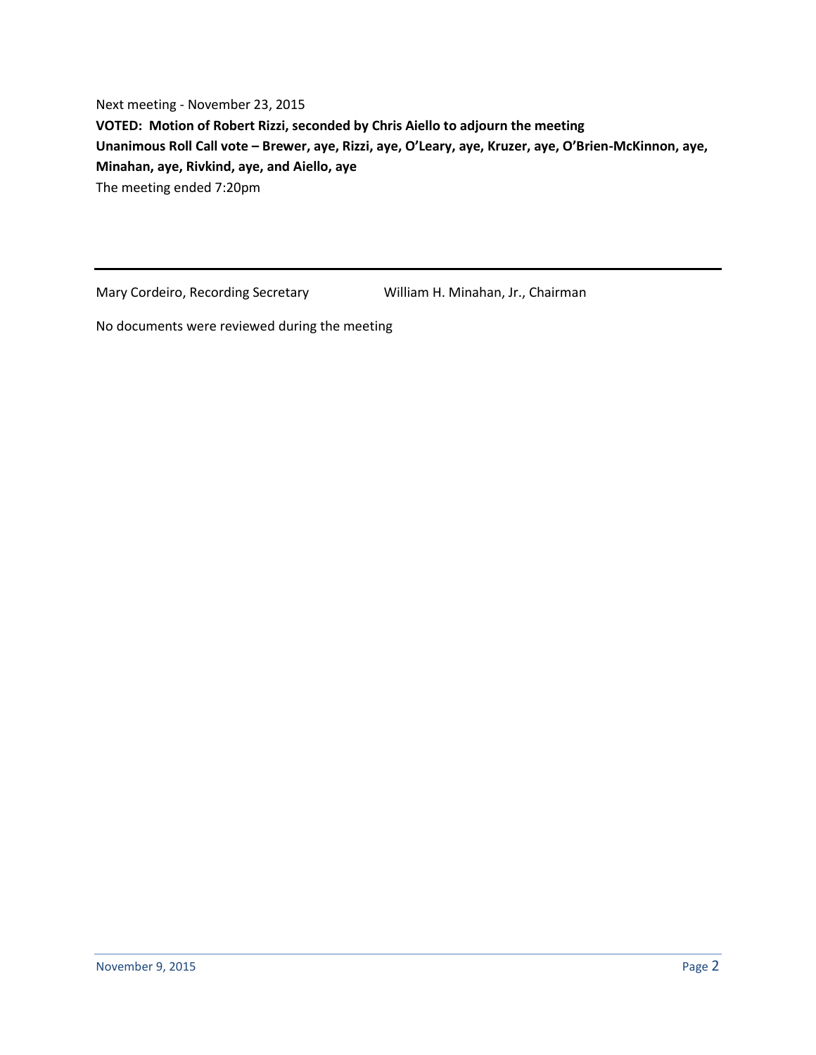Next meeting - November 23, 2015

**VOTED: Motion of Robert Rizzi, seconded by Chris Aiello to adjourn the meeting**
**Unanimous Roll Call vote – Brewer, aye, Rizzi, aye, O'Leary, aye, Kruzer, aye, O'Brien-McKinnon, aye, Minahan, aye, Rivkind, aye, and Aiello, aye**

The meeting ended 7:20pm

---

Mary Cordeiro, Recording Secretary William H. Minahan, Jr., Chairman

No documents were reviewed during the meeting